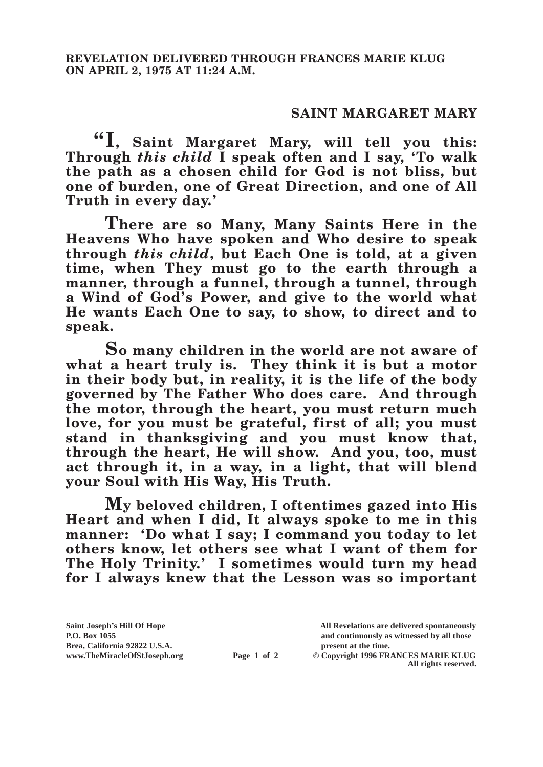**REVELATION DELIVERED THROUGH FRANCES MARIE KLUG ON APRIL 2, 1975 AT 11:24 A.M.**

## SAINT MARGARET MARY

**"I, Saint Margaret Mary, will tell you this: Through *this child* I speak often and I say, 'To walk the path as a chosen child for God is not bliss, but one of burden, one of Great Direction, and one of All Truth in every day.'**

**There are so Many, Many Saints Here in the Heavens Who have spoken and Who desire to speak through *this child*, but Each One is told, at a given time, when They must go to the earth through a manner, through a funnel, through a tunnel, through a Wind of God's Power, and give to the world what He wants Each One to say, to show, to direct and to speak.**

**So many children in the world are not aware of what a heart truly is. They think it is but a motor in their body but, in reality, it is the life of the body governed by The Father Who does care. And through the motor, through the heart, you must return much love, for you must be grateful, first of all; you must stand in thanksgiving and you must know that, through the heart, He will show. And you, too, must act through it, in a way, in a light, that will blend your Soul with His Way, His Truth.**

**My beloved children, I oftentimes gazed into His Heart and when I did, It always spoke to me in this manner: 'Do what I say; I command you today to let others know, let others see what I want of them for The Holy Trinity.' I sometimes would turn my head for I always knew that the Lesson was so important**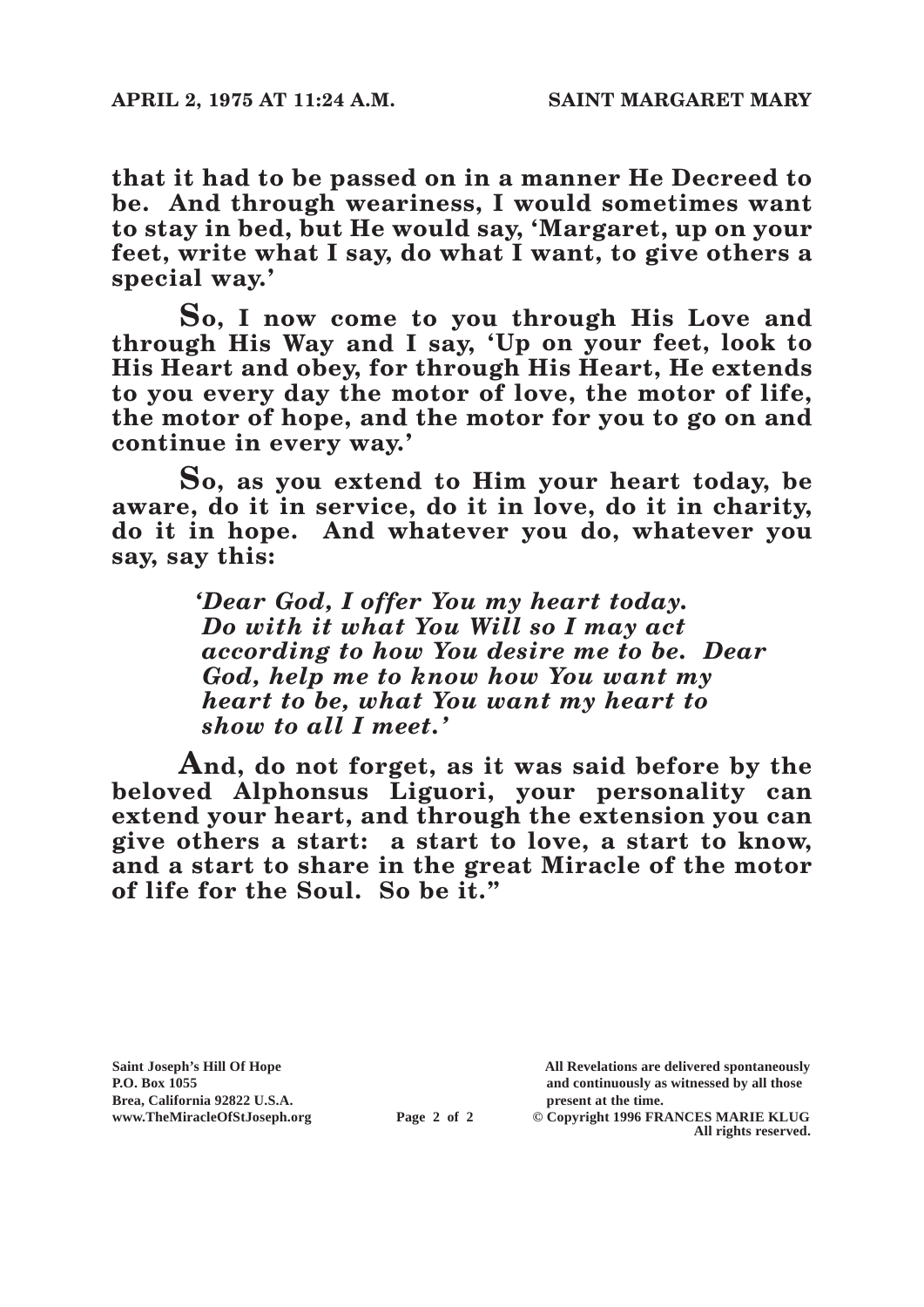**that it had to be passed on in a manner He Decreed to be. And through weariness, I would sometimes want to stay in bed, but He would say, 'Margaret, up on your feet, write what I say, do what I want, to give others a special way.'**

**So, I now come to you through His Love and through His Way and I say, 'Up on your feet, look to His Heart and obey, for through His Heart, He extends to you every day the motor of love, the motor of life, the motor of hope, and the motor for you to go on and continue in every way.'**

**So, as you extend to Him your heart today, be aware, do it in service, do it in love, do it in charity, do it in hope. And whatever you do, whatever you say, say this:**

> ***'Dear God, I offer You my heart today. Do with it what You Will so I may act according to how You desire me to be. Dear God, help me to know how You want my heart to be, what You want my heart to show to all I meet.'***

**And, do not forget, as it was said before by the beloved Alphonsus Liguori, your personality can extend your heart, and through the extension you can give others a start: a start to love, a start to know, and a start to share in the great Miracle of the motor of life for the Soul. So be it."**

**Saint Joseph's Hill Of Hope**
**P.O. Box 1055**
**Brea, California 92822 U.S.A.**
**www.TheMiracleOfStJoseph.org**

**All Revelations are delivered spontaneously and continuously as witnessed by all those present at the time.**
**© Copyright 1996 FRANCES MARIE KLUG**
**All rights reserved.**